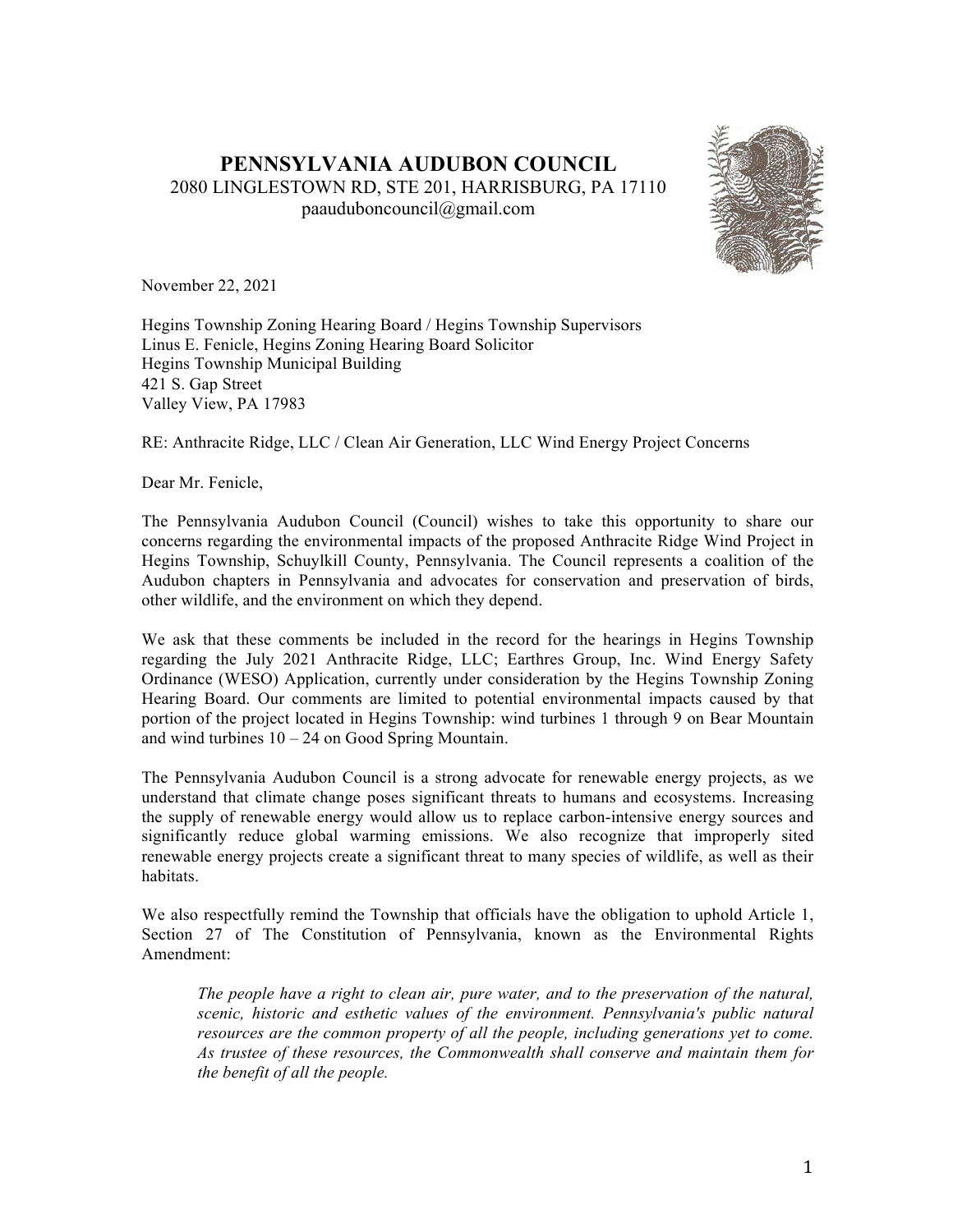# PENNSYLVANIA AUDUBON COUNCIL

2080 LINGLESTOWN RD, STE 201, HARRISBURG, PA 17110
paaudubooncouncil@gmail.com

November 22, 2021

Hegins Township Zoning Hearing Board / Hegins Township Supervisors
Linus E. Fenicle, Hegins Zoning Hearing Board Solicitor
Hegins Township Municipal Building
421 S. Gap Street
Valley View, PA 17983

RE: Anthracite Ridge, LLC / Clean Air Generation, LLC Wind Energy Project Concerns

Dear Mr. Fenicle,

The Pennsylvania Audubon Council (Council) wishes to take this opportunity to share our concerns regarding the environmental impacts of the proposed Anthracite Ridge Wind Project in Hegins Township, Schuylkill County, Pennsylvania. The Council represents a coalition of the Audubon chapters in Pennsylvania and advocates for conservation and preservation of birds, other wildlife, and the environment on which they depend.

We ask that these comments be included in the record for the hearings in Hegins Township regarding the July 2021 Anthracite Ridge, LLC; Earthres Group, Inc. Wind Energy Safety Ordinance (WESO) Application, currently under consideration by the Hegins Township Zoning Hearing Board. Our comments are limited to potential environmental impacts caused by that portion of the project located in Hegins Township: wind turbines 1 through 9 on Bear Mountain and wind turbines 10 – 24 on Good Spring Mountain.

The Pennsylvania Audubon Council is a strong advocate for renewable energy projects, as we understand that climate change poses significant threats to humans and ecosystems. Increasing the supply of renewable energy would allow us to replace carbon-intensive energy sources and significantly reduce global warming emissions. We also recognize that improperly sited renewable energy projects create a significant threat to many species of wildlife, as well as their habitats.

We also respectfully remind the Township that officials have the obligation to uphold Article 1, Section 27 of The Constitution of Pennsylvania, known as the Environmental Rights Amendment:

> *The people have a right to clean air, pure water, and to the preservation of the natural, scenic, historic and esthetic values of the environment. Pennsylvania's public natural resources are the common property of all the people, including generations yet to come. As trustee of these resources, the Commonwealth shall conserve and maintain them for the benefit of all the people.*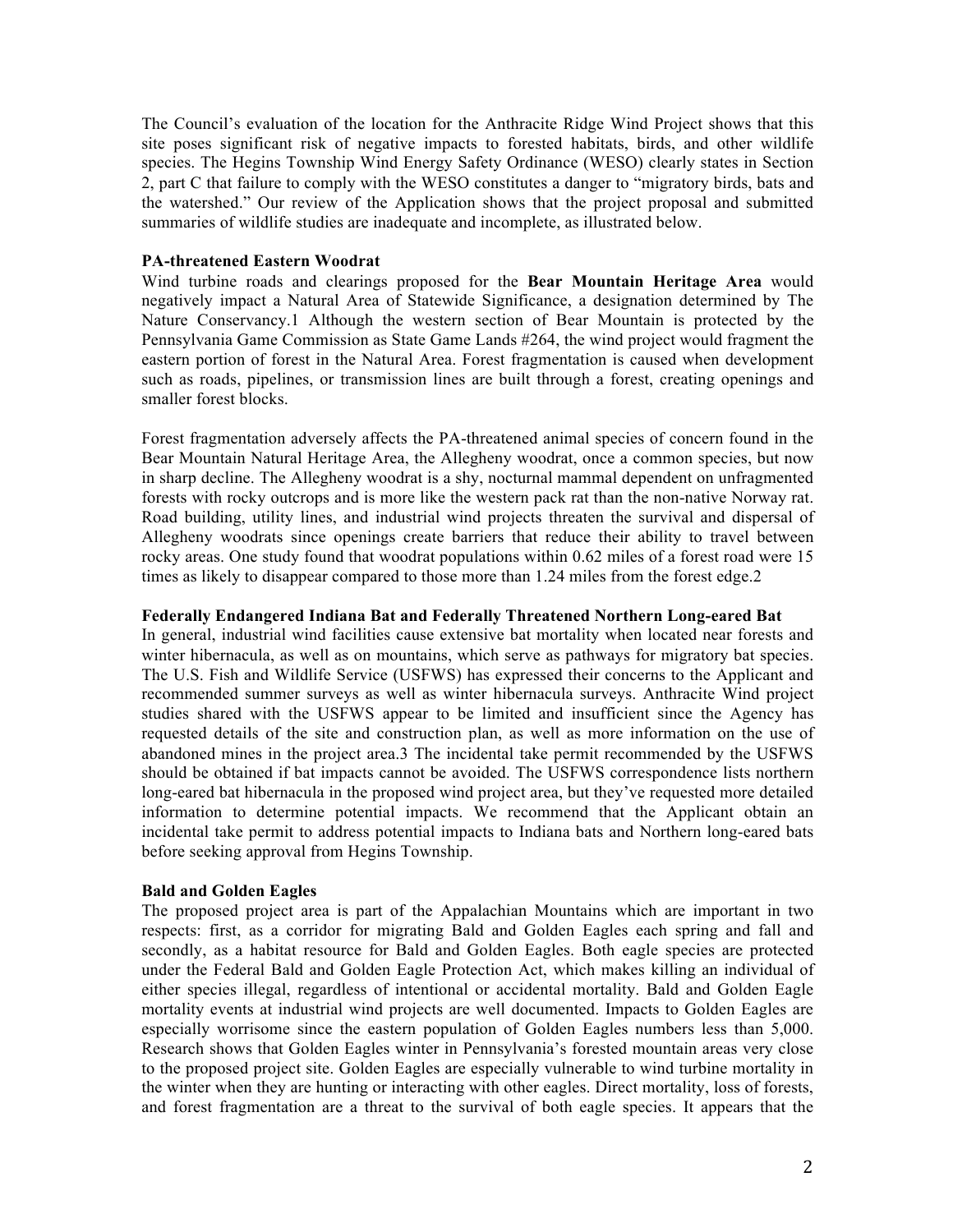The Council's evaluation of the location for the Anthracite Ridge Wind Project shows that this site poses significant risk of negative impacts to forested habitats, birds, and other wildlife species. The Hegins Township Wind Energy Safety Ordinance (WESO) clearly states in Section 2, part C that failure to comply with the WESO constitutes a danger to "migratory birds, bats and the watershed." Our review of the Application shows that the project proposal and submitted summaries of wildlife studies are inadequate and incomplete, as illustrated below.

**PA-threatened Eastern Woodrat**

Wind turbine roads and clearings proposed for the **Bear Mountain Heritage Area** would negatively impact a Natural Area of Statewide Significance, a designation determined by The Nature Conservancy.[1] Although the western section of Bear Mountain is protected by the Pennsylvania Game Commission as State Game Lands #264, the wind project would fragment the eastern portion of forest in the Natural Area. Forest fragmentation is caused when development such as roads, pipelines, or transmission lines are built through a forest, creating openings and smaller forest blocks.

Forest fragmentation adversely affects the PA-threatened animal species of concern found in the Bear Mountain Natural Heritage Area, the Allegheny woodrat, once a common species, but now in sharp decline. The Allegheny woodrat is a shy, nocturnal mammal dependent on unfragmented forests with rocky outcrops and is more like the western pack rat than the non-native Norway rat. Road building, utility lines, and industrial wind projects threaten the survival and dispersal of Allegheny woodrats since openings create barriers that reduce their ability to travel between rocky areas. One study found that woodrat populations within 0.62 miles of a forest road were 15 times as likely to disappear compared to those more than 1.24 miles from the forest edge.[2]

**Federally Endangered Indiana Bat and Federally Threatened Northern Long-eared Bat**

In general, industrial wind facilities cause extensive bat mortality when located near forests and winter hibernacula, as well as on mountains, which serve as pathways for migratory bat species. The U.S. Fish and Wildlife Service (USFWS) has expressed their concerns to the Applicant and recommended summer surveys as well as winter hibernacula surveys. Anthracite Wind project studies shared with the USFWS appear to be limited and insufficient since the Agency has requested details of the site and construction plan, as well as more information on the use of abandoned mines in the project area.[3] The incidental take permit recommended by the USFWS should be obtained if bat impacts cannot be avoided. The USFWS correspondence lists northern long-eared bat hibernacula in the proposed wind project area, but they've requested more detailed information to determine potential impacts. We recommend that the Applicant obtain an incidental take permit to address potential impacts to Indiana bats and Northern long-eared bats before seeking approval from Hegins Township.

**Bald and Golden Eagles**

The proposed project area is part of the Appalachian Mountains which are important in two respects: first, as a corridor for migrating Bald and Golden Eagles each spring and fall and secondly, as a habitat resource for Bald and Golden Eagles. Both eagle species are protected under the Federal Bald and Golden Eagle Protection Act, which makes killing an individual of either species illegal, regardless of intentional or accidental mortality. Bald and Golden Eagle mortality events at industrial wind projects are well documented. Impacts to Golden Eagles are especially worrisome since the eastern population of Golden Eagles numbers less than 5,000. Research shows that Golden Eagles winter in Pennsylvania's forested mountain areas very close to the proposed project site. Golden Eagles are especially vulnerable to wind turbine mortality in the winter when they are hunting or interacting with other eagles. Direct mortality, loss of forests, and forest fragmentation are a threat to the survival of both eagle species. It appears that the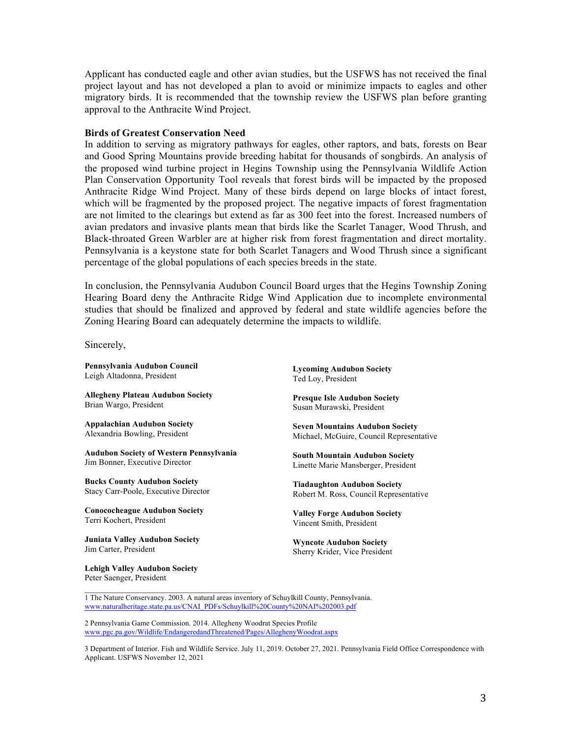Applicant has conducted eagle and other avian studies, but the USFWS has not received the final project layout and has not developed a plan to avoid or minimize impacts to eagles and other migratory birds. It is recommended that the township review the USFWS plan before granting approval to the Anthracite Wind Project.

**Birds of Greatest Conservation Need**

In addition to serving as migratory pathways for eagles, other raptors, and bats, forests on Bear and Good Spring Mountains provide breeding habitat for thousands of songbirds. An analysis of the proposed wind turbine project in Hegins Township using the Pennsylvania Wildlife Action Plan Conservation Opportunity Tool reveals that forest birds will be impacted by the proposed Anthracite Ridge Wind Project. Many of these birds depend on large blocks of intact forest, which will be fragmented by the proposed project. The negative impacts of forest fragmentation are not limited to the clearings but extend as far as 300 feet into the forest. Increased numbers of avian predators and invasive plants mean that birds like the Scarlet Tanager, Wood Thrush, and Black-throated Green Warbler are at higher risk from forest fragmentation and direct mortality. Pennsylvania is a keystone state for both Scarlet Tanagers and Wood Thrush since a significant percentage of the global populations of each species breeds in the state.

In conclusion, the Pennsylvania Audubon Council Board urges that the Hegins Township Zoning Hearing Board deny the Anthracite Ridge Wind Application due to incomplete environmental studies that should be finalized and approved by federal and state wildlife agencies before the Zoning Hearing Board can adequately determine the impacts to wildlife.

Sincerely,

**Pennsylvania Audubon Council**
Leigh Altadonna, President

**Allegheny Plateau Audubon Society**
Brian Wargo, President

**Appalachian Audubon Society**
Alexandria Bowling, President

**Audubon Society of Western Pennsylvania**
Jim Bonner, Executive Director

**Bucks County Audubon Society**
Stacy Carr-Poole, Executive Director

**Conococheague Audubon Society**
Terri Kochert, President

**Juniata Valley Audubon Society**
Jim Carter, President

**Lehigh Valley Audubon Society**
Peter Saenger, President

**Lycoming Audubon Society**
Ted Loy, President

**Presque Isle Audubon Society**
Susan Murawski, President

**Seven Mountains Audubon Society**
Michael, McGuire, Council Representative

**South Mountain Audubon Society**
Linette Marie Mansberger, President

**Tiadaughton Audubon Society**
Robert M. Ross, Council Representative

**Valley Forge Audubon Society**
Vincent Smith, President

**Wyncote Audubon Society**
Sherry Krider, Vice President

---

1 The Nature Conservancy. 2003. A natural areas inventory of Schuylkill County, Pennsylvania. www.naturalheritage.state.pa.us/CNAI_PDFs/Schuylkill%20County%20NAI%202003.pdf

2 Pennsylvania Game Commission. 2014. Allegheny Woodrat Species Profile www.pgc.pa.gov/Wildlife/EndangeredandThreatened/Pages/AlleghenyWoodrat.aspx

3 Department of Interior. Fish and Wildlife Service. July 11, 2019. October 27, 2021. Pennsylvania Field Office Correspondence with Applicant. USFWS November 12, 2021